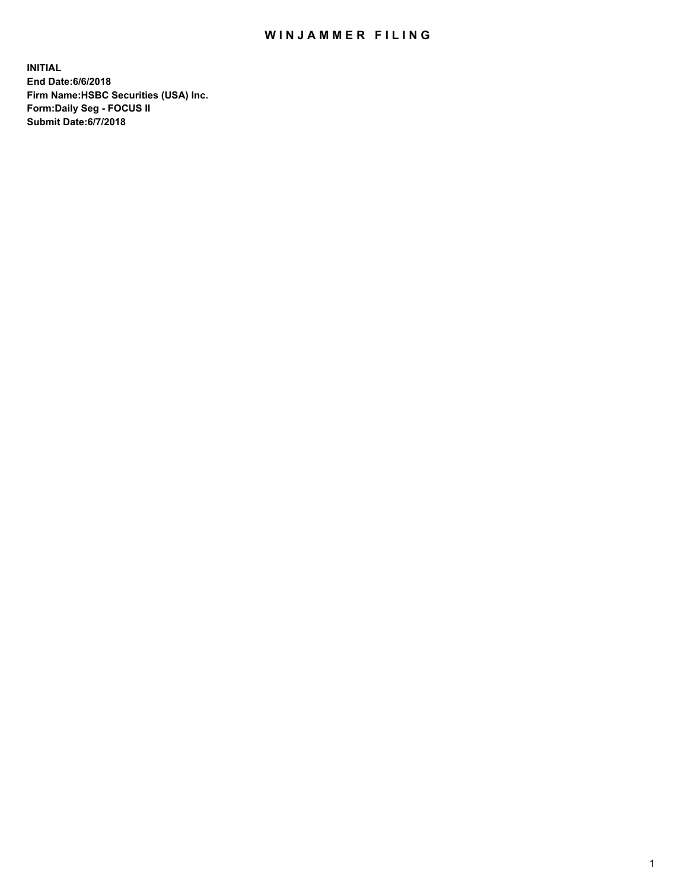# WINJAMMER FILING

**INITIAL**
**End Date:6/6/2018**
**Firm Name:HSBC Securities (USA) Inc.**
**Form:Daily Seg - FOCUS II**
**Submit Date:6/7/2018**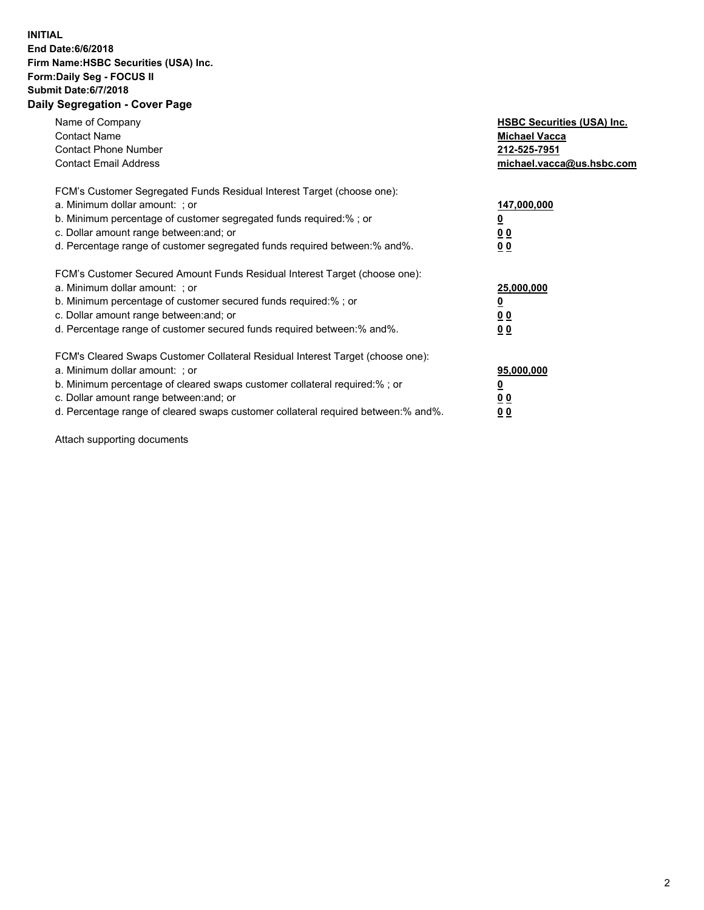**INITIAL**
**End Date:6/6/2018**
**Firm Name:HSBC Securities (USA) Inc.**
**Form:Daily Seg - FOCUS II**
**Submit Date:6/7/2018**

## Daily Segregation - Cover Page

| | |
|---|---|
| Name of Company | **HSBC Securities (USA) Inc.** |
| Contact Name | **Michael Vacca** |
| Contact Phone Number | **212-525-7951** |
| Contact Email Address | **michael.vacca@us.hsbc.com** |
| FCM's Customer Segregated Funds Residual Interest Target (choose one): | |
| a. Minimum dollar amount: ; or | **147,000,000** |
| b. Minimum percentage of customer segregated funds required:% ; or | **0** |
| c. Dollar amount range between:and; or | **0 0** |
| d. Percentage range of customer segregated funds required between:% and%. | **0 0** |
| FCM's Customer Secured Amount Funds Residual Interest Target (choose one): | |
| a. Minimum dollar amount: ; or | **25,000,000** |
| b. Minimum percentage of customer secured funds required:% ; or | **0** |
| c. Dollar amount range between:and; or | **0 0** |
| d. Percentage range of customer secured funds required between:% and%. | **0 0** |
| FCM's Cleared Swaps Customer Collateral Residual Interest Target (choose one): | |
| a. Minimum dollar amount: ; or | **95,000,000** |
| b. Minimum percentage of cleared swaps customer collateral required:% ; or | **0** |
| c. Dollar amount range between:and; or | **0 0** |
| d. Percentage range of cleared swaps customer collateral required between:% and%. | **0 0** |

Attach supporting documents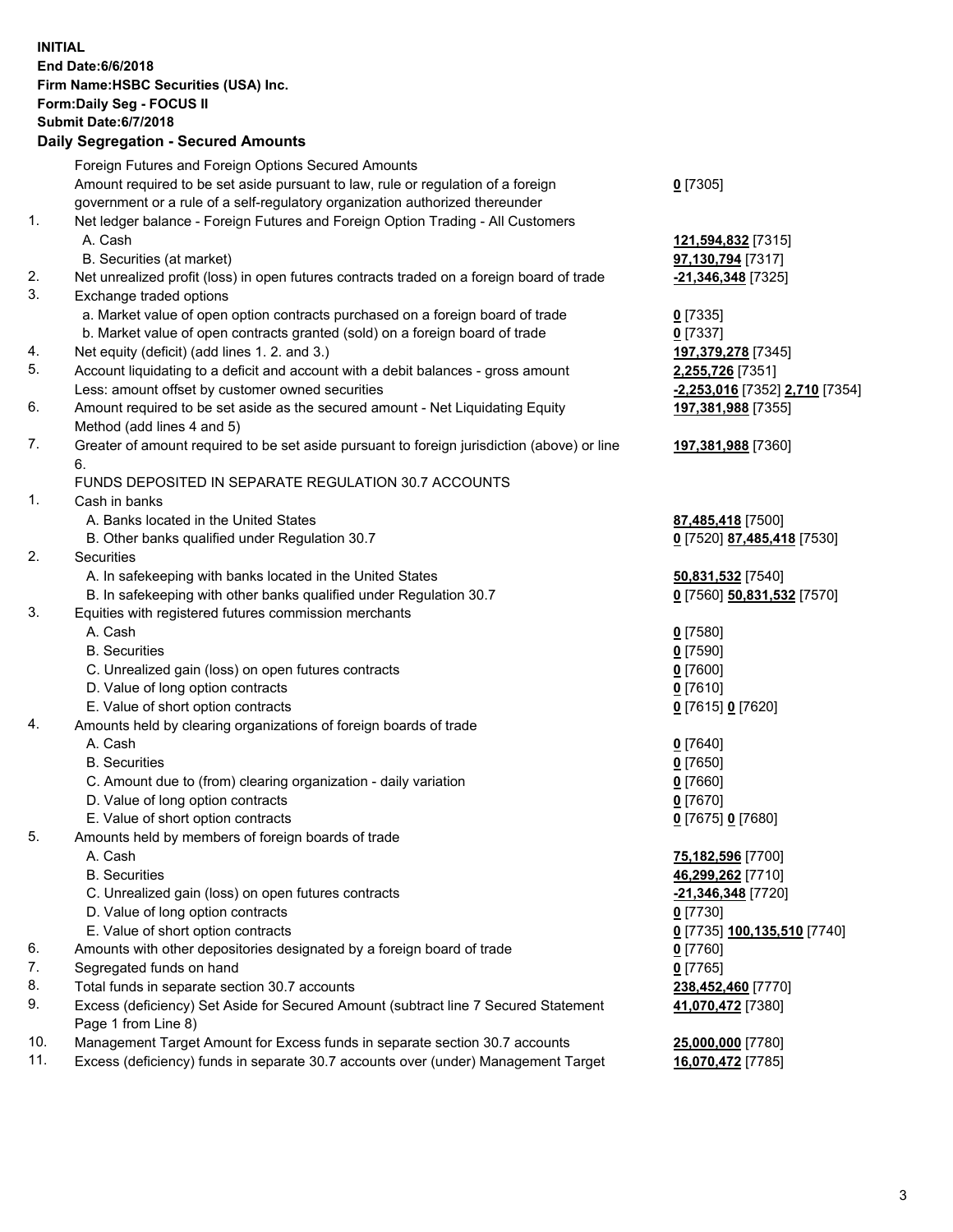**INITIAL**
**End Date:6/6/2018**
**Firm Name:HSBC Securities (USA) Inc.**
**Form:Daily Seg - FOCUS II**
**Submit Date:6/7/2018**

### Daily Segregation - Secured Amounts

| | | |
|---|---|---|
| | Foreign Futures and Foreign Options Secured Amounts | |
| | Amount required to be set aside pursuant to law, rule or regulation of a foreign government or a rule of a self-regulatory organization authorized thereunder | 0 [7305] |
| 1. | Net ledger balance - Foreign Futures and Foreign Option Trading - All Customers | |
| | A. Cash | 121,594,832 [7315] |
| | B. Securities (at market) | 97,130,794 [7317] |
| 2. | Net unrealized profit (loss) in open futures contracts traded on a foreign board of trade | -21,346,348 [7325] |
| 3. | Exchange traded options | |
| | a. Market value of open option contracts purchased on a foreign board of trade | 0 [7335] |
| | b. Market value of open contracts granted (sold) on a foreign board of trade | 0 [7337] |
| 4. | Net equity (deficit) (add lines 1. 2. and 3.) | 197,379,278 [7345] |
| 5. | Account liquidating to a deficit and account with a debit balances - gross amount | 2,255,726 [7351] |
| | Less: amount offset by customer owned securities | -2,253,016 [7352] 2,710 [7354] |
| 6. | Amount required to be set aside as the secured amount - Net Liquidating Equity Method (add lines 4 and 5) | 197,381,988 [7355] |
| 7. | Greater of amount required to be set aside pursuant to foreign jurisdiction (above) or line 6. | 197,381,988 [7360] |
| | FUNDS DEPOSITED IN SEPARATE REGULATION 30.7 ACCOUNTS | |
| 1. | Cash in banks | |
| | A. Banks located in the United States | 87,485,418 [7500] |
| | B. Other banks qualified under Regulation 30.7 | 0 [7520] 87,485,418 [7530] |
| 2. | Securities | |
| | A. In safekeeping with banks located in the United States | 50,831,532 [7540] |
| | B. In safekeeping with other banks qualified under Regulation 30.7 | 0 [7560] 50,831,532 [7570] |
| 3. | Equities with registered futures commission merchants | |
| | A. Cash | 0 [7580] |
| | B. Securities | 0 [7590] |
| | C. Unrealized gain (loss) on open futures contracts | 0 [7600] |
| | D. Value of long option contracts | 0 [7610] |
| | E. Value of short option contracts | 0 [7615] 0 [7620] |
| 4. | Amounts held by clearing organizations of foreign boards of trade | |
| | A. Cash | 0 [7640] |
| | B. Securities | 0 [7650] |
| | C. Amount due to (from) clearing organization - daily variation | 0 [7660] |
| | D. Value of long option contracts | 0 [7670] |
| | E. Value of short option contracts | 0 [7675] 0 [7680] |
| 5. | Amounts held by members of foreign boards of trade | |
| | A. Cash | 75,182,596 [7700] |
| | B. Securities | 46,299,262 [7710] |
| | C. Unrealized gain (loss) on open futures contracts | -21,346,348 [7720] |
| | D. Value of long option contracts | 0 [7730] |
| | E. Value of short option contracts | 0 [7735] 100,135,510 [7740] |
| 6. | Amounts with other depositories designated by a foreign board of trade | 0 [7760] |
| 7. | Segregated funds on hand | 0 [7765] |
| 8. | Total funds in separate section 30.7 accounts | 238,452,460 [7770] |
| 9. | Excess (deficiency) Set Aside for Secured Amount (subtract line 7 Secured Statement Page 1 from Line 8) | 41,070,472 [7380] |
| 10. | Management Target Amount for Excess funds in separate section 30.7 accounts | 25,000,000 [7780] |
| 11. | Excess (deficiency) funds in separate 30.7 accounts over (under) Management Target | 16,070,472 [7785] |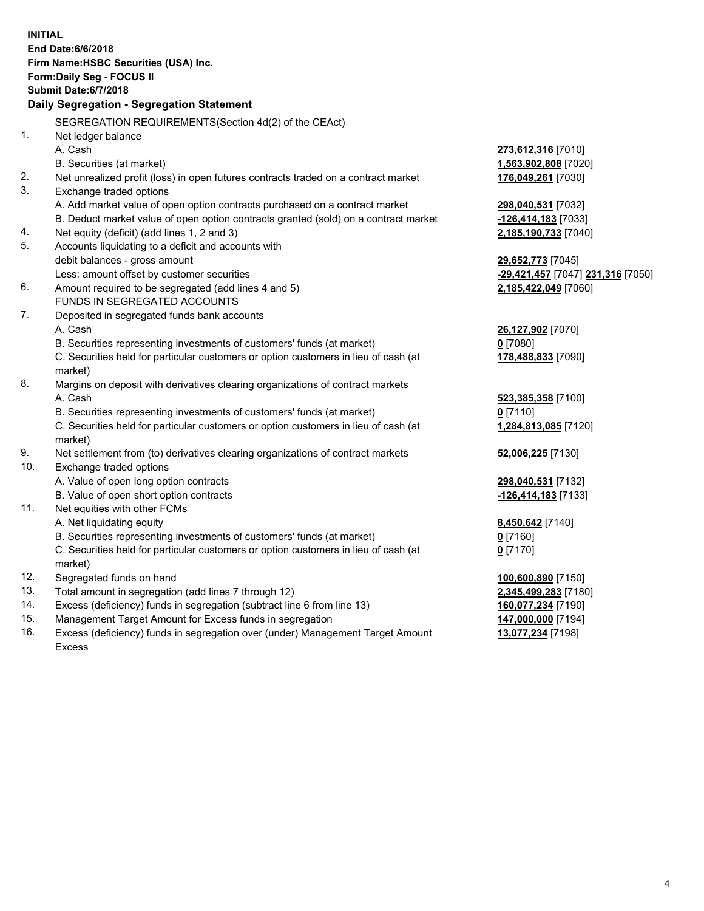**INITIAL**
**End Date:6/6/2018**
**Firm Name:HSBC Securities (USA) Inc.**
**Form:Daily Seg - FOCUS II**
**Submit Date:6/7/2018**

## Daily Segregation - Segregation Statement

SEGREGATION REQUIREMENTS(Section 4d(2) of the CEAct)

| | | |
|---|---|---|
| 1. | Net ledger balance | |
| | A. Cash | **273,612,316** [7010] |
| | B. Securities (at market) | **1,563,902,808** [7020] |
| 2. | Net unrealized profit (loss) in open futures contracts traded on a contract market | **176,049,261** [7030] |
| 3. | Exchange traded options | |
| | A. Add market value of open option contracts purchased on a contract market | **298,040,531** [7032] |
| | B. Deduct market value of open option contracts granted (sold) on a contract market | **-126,414,183** [7033] |
| 4. | Net equity (deficit) (add lines 1, 2 and 3) | **2,185,190,733** [7040] |
| 5. | Accounts liquidating to a deficit and accounts with debit balances - gross amount | **29,652,773** [7045] |
| | Less: amount offset by customer securities | **-29,421,457** [7047] **231,316** [7050] |
| 6. | Amount required to be segregated (add lines 4 and 5) | **2,185,422,049** [7060] |
| | FUNDS IN SEGREGATED ACCOUNTS | |
| 7. | Deposited in segregated funds bank accounts | |
| | A. Cash | **26,127,902** [7070] |
| | B. Securities representing investments of customers' funds (at market) | **0** [7080] |
| | C. Securities held for particular customers or option customers in lieu of cash (at market) | **178,488,833** [7090] |
| 8. | Margins on deposit with derivatives clearing organizations of contract markets | |
| | A. Cash | **523,385,358** [7100] |
| | B. Securities representing investments of customers' funds (at market) | **0** [7110] |
| | C. Securities held for particular customers or option customers in lieu of cash (at market) | **1,284,813,085** [7120] |
| 9. | Net settlement from (to) derivatives clearing organizations of contract markets | **52,006,225** [7130] |
| 10. | Exchange traded options | |
| | A. Value of open long option contracts | **298,040,531** [7132] |
| | B. Value of open short option contracts | **-126,414,183** [7133] |
| 11. | Net equities with other FCMs | |
| | A. Net liquidating equity | **8,450,642** [7140] |
| | B. Securities representing investments of customers' funds (at market) | **0** [7160] |
| | C. Securities held for particular customers or option customers in lieu of cash (at market) | **0** [7170] |
| 12. | Segregated funds on hand | **100,600,890** [7150] |
| 13. | Total amount in segregation (add lines 7 through 12) | **2,345,499,283** [7180] |
| 14. | Excess (deficiency) funds in segregation (subtract line 6 from line 13) | **160,077,234** [7190] |
| 15. | Management Target Amount for Excess funds in segregation | **147,000,000** [7194] |
| 16. | Excess (deficiency) funds in segregation over (under) Management Target Amount Excess | **13,077,234** [7198] |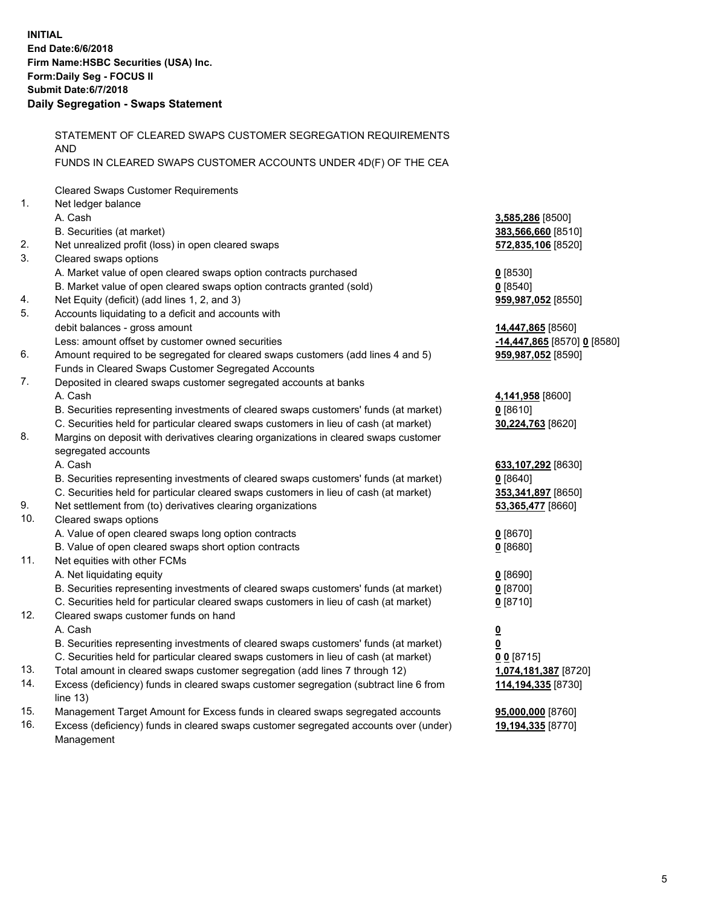**INITIAL**
**End Date:6/6/2018**
**Firm Name:HSBC Securities (USA) Inc.**
**Form:Daily Seg - FOCUS II**
**Submit Date:6/7/2018**
**Daily Segregation - Swaps Statement**

STATEMENT OF CLEARED SWAPS CUSTOMER SEGREGATION REQUIREMENTS AND FUNDS IN CLEARED SWAPS CUSTOMER ACCOUNTS UNDER 4D(F) OF THE CEA

| | | |
|---|---|---|
| | Cleared Swaps Customer Requirements | |
| 1. | Net ledger balance | |
| | A. Cash | **3,585,286** [8500] |
| | B. Securities (at market) | **383,566,660** [8510] |
| 2. | Net unrealized profit (loss) in open cleared swaps | **572,835,106** [8520] |
| 3. | Cleared swaps options | |
| | A. Market value of open cleared swaps option contracts purchased | **0** [8530] |
| | B. Market value of open cleared swaps option contracts granted (sold) | **0** [8540] |
| 4. | Net Equity (deficit) (add lines 1, 2, and 3) | **959,987,052** [8550] |
| 5. | Accounts liquidating to a deficit and accounts with | |
| | debit balances - gross amount | **14,447,865** [8560] |
| | Less: amount offset by customer owned securities | **-14,447,865** [8570] **0** [8580] |
| 6. | Amount required to be segregated for cleared swaps customers (add lines 4 and 5) | **959,987,052** [8590] |
| | Funds in Cleared Swaps Customer Segregated Accounts | |
| 7. | Deposited in cleared swaps customer segregated accounts at banks | |
| | A. Cash | **4,141,958** [8600] |
| | B. Securities representing investments of cleared swaps customers' funds (at market) | **0** [8610] |
| | C. Securities held for particular cleared swaps customers in lieu of cash (at market) | **30,224,763** [8620] |
| 8. | Margins on deposit with derivatives clearing organizations in cleared swaps customer segregated accounts | |
| | A. Cash | **633,107,292** [8630] |
| | B. Securities representing investments of cleared swaps customers' funds (at market) | **0** [8640] |
| | C. Securities held for particular cleared swaps customers in lieu of cash (at market) | **353,341,897** [8650] |
| 9. | Net settlement from (to) derivatives clearing organizations | **53,365,477** [8660] |
| 10. | Cleared swaps options | |
| | A. Value of open cleared swaps long option contracts | **0** [8670] |
| | B. Value of open cleared swaps short option contracts | **0** [8680] |
| 11. | Net equities with other FCMs | |
| | A. Net liquidating equity | **0** [8690] |
| | B. Securities representing investments of cleared swaps customers' funds (at market) | **0** [8700] |
| | C. Securities held for particular cleared swaps customers in lieu of cash (at market) | **0** [8710] |
| 12. | Cleared swaps customer funds on hand | |
| | A. Cash | **0** |
| | B. Securities representing investments of cleared swaps customers' funds (at market) | **0** |
| | C. Securities held for particular cleared swaps customers in lieu of cash (at market) | **0** **0** [8715] |
| 13. | Total amount in cleared swaps customer segregation (add lines 7 through 12) | **1,074,181,387** [8720] |
| 14. | Excess (deficiency) funds in cleared swaps customer segregation (subtract line 6 from line 13) | **114,194,335** [8730] |
| 15. | Management Target Amount for Excess funds in cleared swaps segregated accounts | **95,000,000** [8760] |
| 16. | Excess (deficiency) funds in cleared swaps customer segregated accounts over (under) Management | **19,194,335** [8770] |